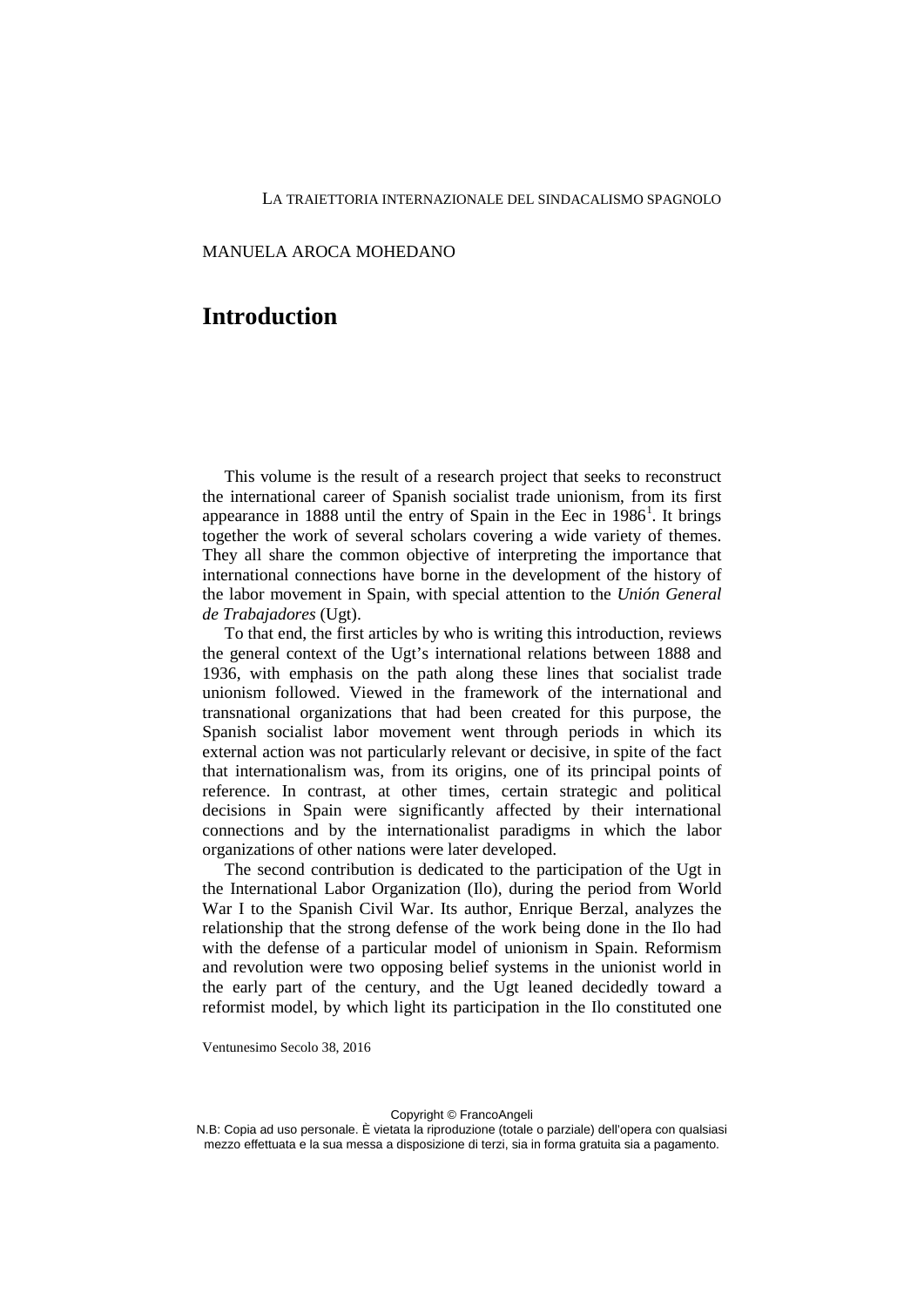LA TRAIETTORIA INTERNAZIONALE DEL SINDACALISMO SPAGNOLO

MANUELA AROCA MOHEDANO

# Introduction

This volume is the result of a research project that seeks to reconstruct the international career of Spanish socialist trade unionism, from its first appearance in 1888 until the entry of Spain in the Eec in 1986[1]. It brings together the work of several scholars covering a wide variety of themes. They all share the common objective of interpreting the importance that international connections have borne in the development of the history of the labor movement in Spain, with special attention to the *Unión General de Trabajadores* (Ugt).

To that end, the first articles by who is writing this introduction, reviews the general context of the Ugt's international relations between 1888 and 1936, with emphasis on the path along these lines that socialist trade unionism followed. Viewed in the framework of the international and transnational organizations that had been created for this purpose, the Spanish socialist labor movement went through periods in which its external action was not particularly relevant or decisive, in spite of the fact that internationalism was, from its origins, one of its principal points of reference. In contrast, at other times, certain strategic and political decisions in Spain were significantly affected by their international connections and by the internationalist paradigms in which the labor organizations of other nations were later developed.

The second contribution is dedicated to the participation of the Ugt in the International Labor Organization (Ilo), during the period from World War I to the Spanish Civil War. Its author, Enrique Berzal, analyzes the relationship that the strong defense of the work being done in the Ilo had with the defense of a particular model of unionism in Spain. Reformism and revolution were two opposing belief systems in the unionist world in the early part of the century, and the Ugt leaned decidedly toward a reformist model, by which light its participation in the Ilo constituted one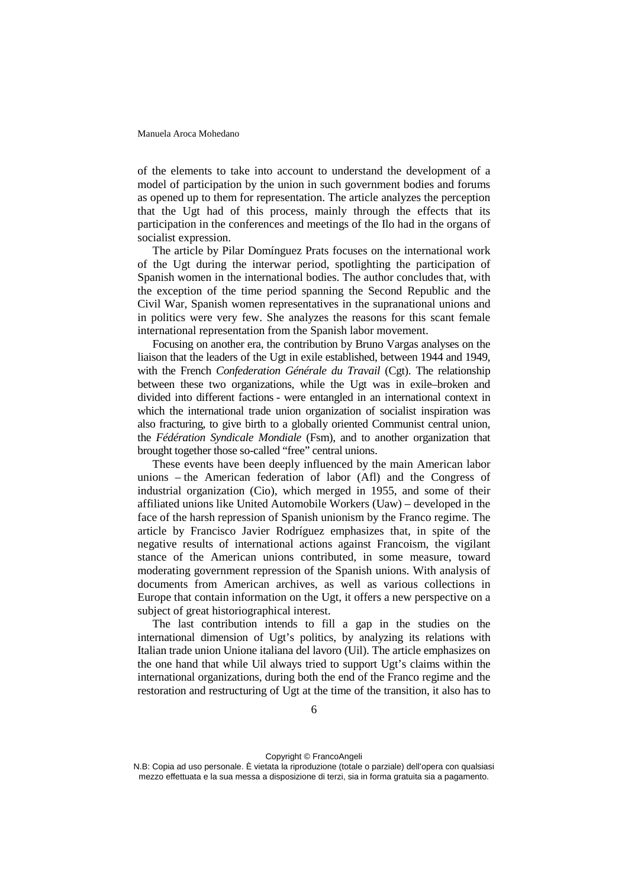of the elements to take into account to understand the development of a model of participation by the union in such government bodies and forums as opened up to them for representation. The article analyzes the perception that the Ugt had of this process, mainly through the effects that its participation in the conferences and meetings of the Ilo had in the organs of socialist expression.

The article by Pilar Domínguez Prats focuses on the international work of the Ugt during the interwar period, spotlighting the participation of Spanish women in the international bodies. The author concludes that, with the exception of the time period spanning the Second Republic and the Civil War, Spanish women representatives in the supranational unions and in politics were very few. She analyzes the reasons for this scant female international representation from the Spanish labor movement.

Focusing on another era, the contribution by Bruno Vargas analyses on the liaison that the leaders of the Ugt in exile established, between 1944 and 1949, with the French *Confederation Générale du Travail* (Cgt). The relationship between these two organizations, while the Ugt was in exile–broken and divided into different factions - were entangled in an international context in which the international trade union organization of socialist inspiration was also fracturing, to give birth to a globally oriented Communist central union, the *Fédération Syndicale Mondiale* (Fsm), and to another organization that brought together those so-called "free" central unions.

These events have been deeply influenced by the main American labor unions – the American federation of labor (Afl) and the Congress of industrial organization (Cio), which merged in 1955, and some of their affiliated unions like United Automobile Workers (Uaw) – developed in the face of the harsh repression of Spanish unionism by the Franco regime. The article by Francisco Javier Rodríguez emphasizes that, in spite of the negative results of international actions against Francoism, the vigilant stance of the American unions contributed, in some measure, toward moderating government repression of the Spanish unions. With analysis of documents from American archives, as well as various collections in Europe that contain information on the Ugt, it offers a new perspective on a subject of great historiographical interest.

The last contribution intends to fill a gap in the studies on the international dimension of Ugt's politics, by analyzing its relations with Italian trade union Unione italiana del lavoro (Uil). The article emphasizes on the one hand that while Uil always tried to support Ugt's claims within the international organizations, during both the end of the Franco regime and the restoration and restructuring of Ugt at the time of the transition, it also has to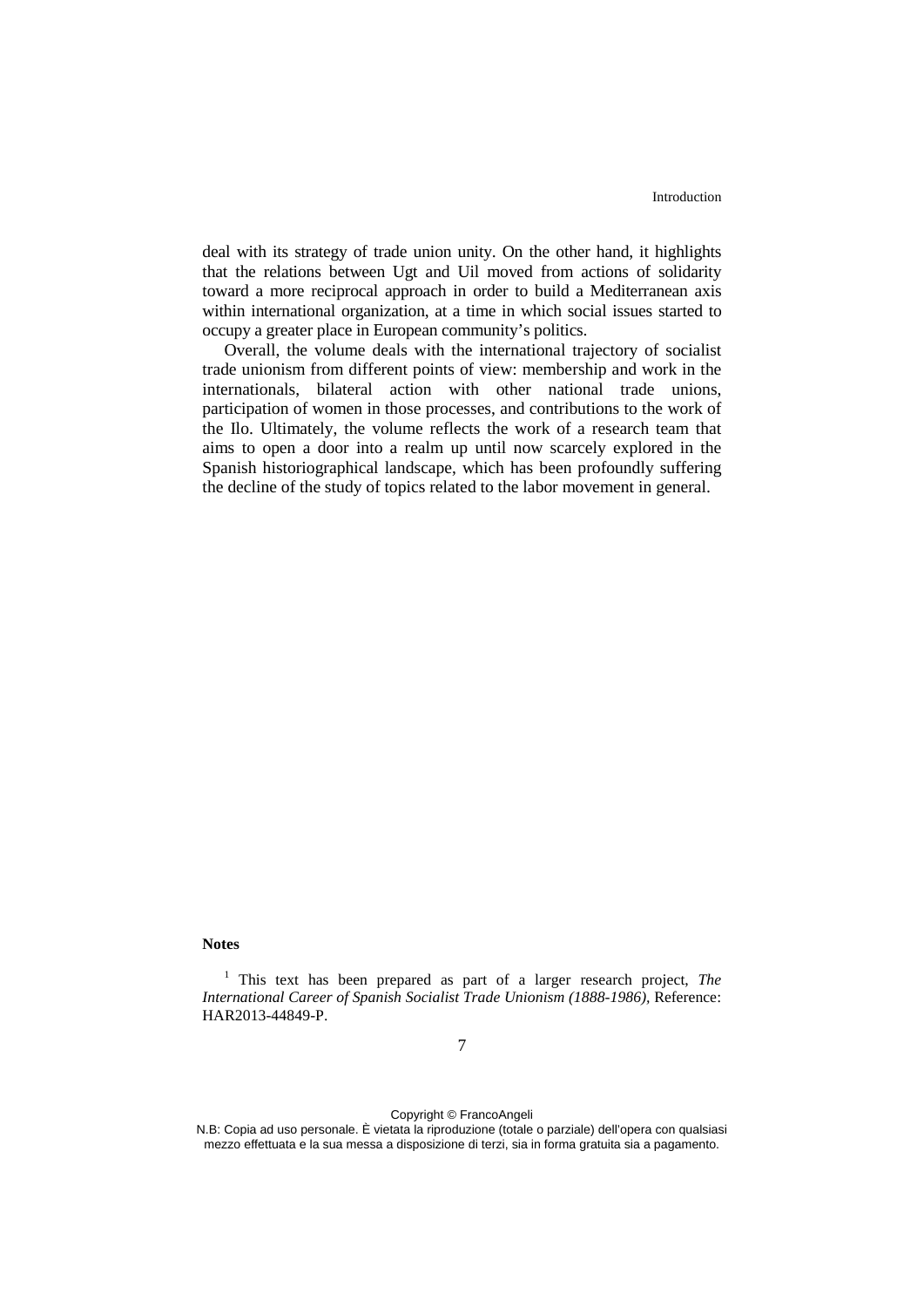deal with its strategy of trade union unity. On the other hand, it highlights that the relations between Ugt and Uil moved from actions of solidarity toward a more reciprocal approach in order to build a Mediterranean axis within international organization, at a time in which social issues started to occupy a greater place in European community's politics.

Overall, the volume deals with the international trajectory of socialist trade unionism from different points of view: membership and work in the internationals, bilateral action with other national trade unions, participation of women in those processes, and contributions to the work of the Ilo. Ultimately, the volume reflects the work of a research team that aims to open a door into a realm up until now scarcely explored in the Spanish historiographical landscape, which has been profoundly suffering the decline of the study of topics related to the labor movement in general.

**Notes**

[1] This text has been prepared as part of a larger research project, *The International Career of Spanish Socialist Trade Unionism (1888-1986)*, Reference: HAR2013-44849-P.